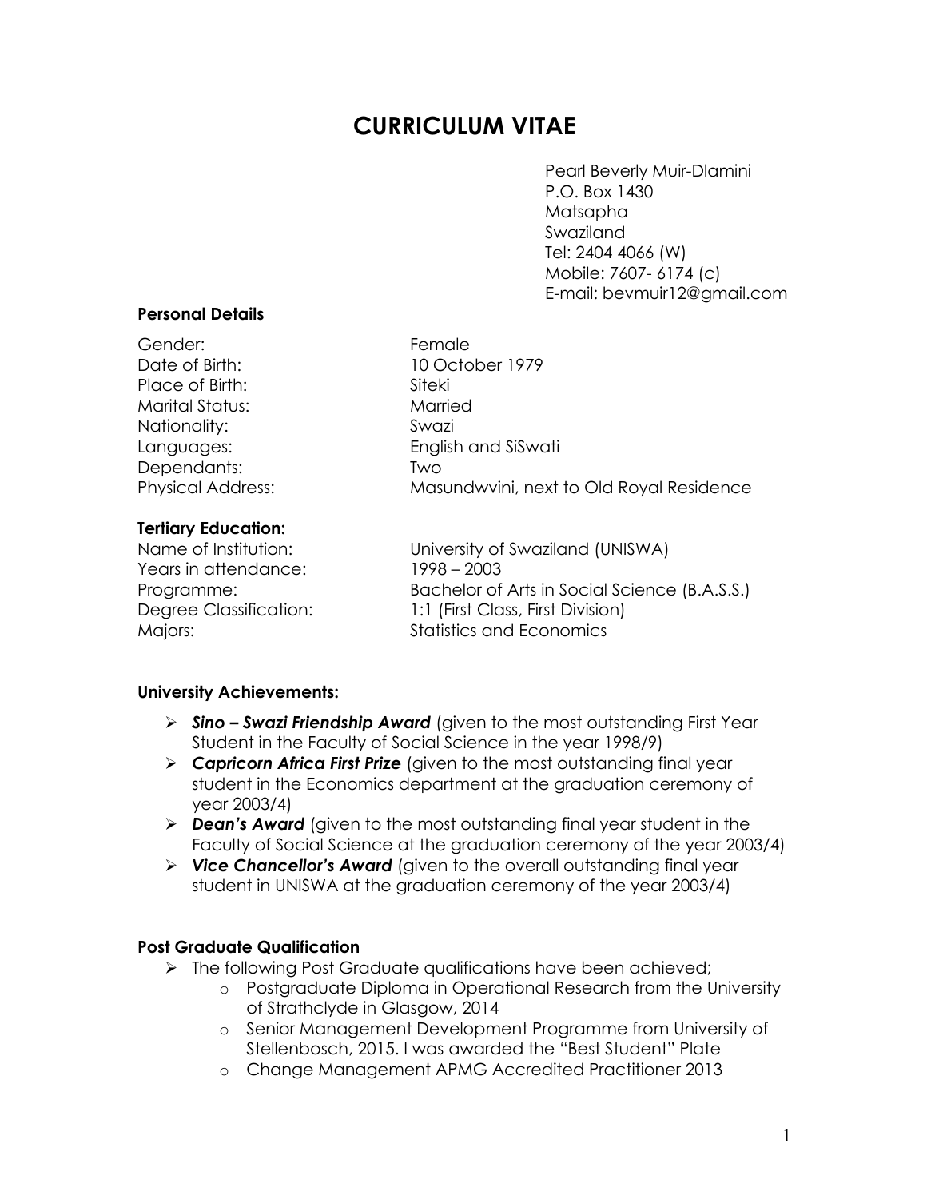# CURRICULUM VITAE

Pearl Beverly Muir-Dlamini
P.O. Box 1430
Matsapha
Swaziland
Tel: 2404 4066 (W)
Mobile: 7607- 6174 (c)
E-mail: bevmuir12@gmail.com

**Personal Details**

| | |
|---|---|
| Gender: | Female |
| Date of Birth: | 10 October 1979 |
| Place of Birth: | Siteki |
| Marital Status: | Married |
| Nationality: | Swazi |
| Languages: | English and SiSwati |
| Dependants: | Two |
| Physical Address: | Masundwvini, next to Old Royal Residence |

**Tertiary Education:**

| | |
|---|---|
| Name of Institution: | University of Swaziland (UNISWA) |
| Years in attendance: | 1998 – 2003 |
| Programme: | Bachelor of Arts in Social Science (B.A.S.S.) |
| Degree Classification: | 1:1 (First Class, First Division) |
| Majors: | Statistics and Economics |

**University Achievements:**

- ***Sino – Swazi Friendship Award*** (given to the most outstanding First Year Student in the Faculty of Social Science in the year 1998/9)
- ***Capricorn Africa First Prize*** (given to the most outstanding final year student in the Economics department at the graduation ceremony of year 2003/4)
- ***Dean's Award*** (given to the most outstanding final year student in the Faculty of Social Science at the graduation ceremony of the year 2003/4)
- ***Vice Chancellor's Award*** (given to the overall outstanding final year student in UNISWA at the graduation ceremony of the year 2003/4)

**Post Graduate Qualification**

- The following Post Graduate qualifications have been achieved;
  - Postgraduate Diploma in Operational Research from the University of Strathclyde in Glasgow, 2014
  - Senior Management Development Programme from University of Stellenbosch, 2015. I was awarded the "Best Student" Plate
  - Change Management APMG Accredited Practitioner 2013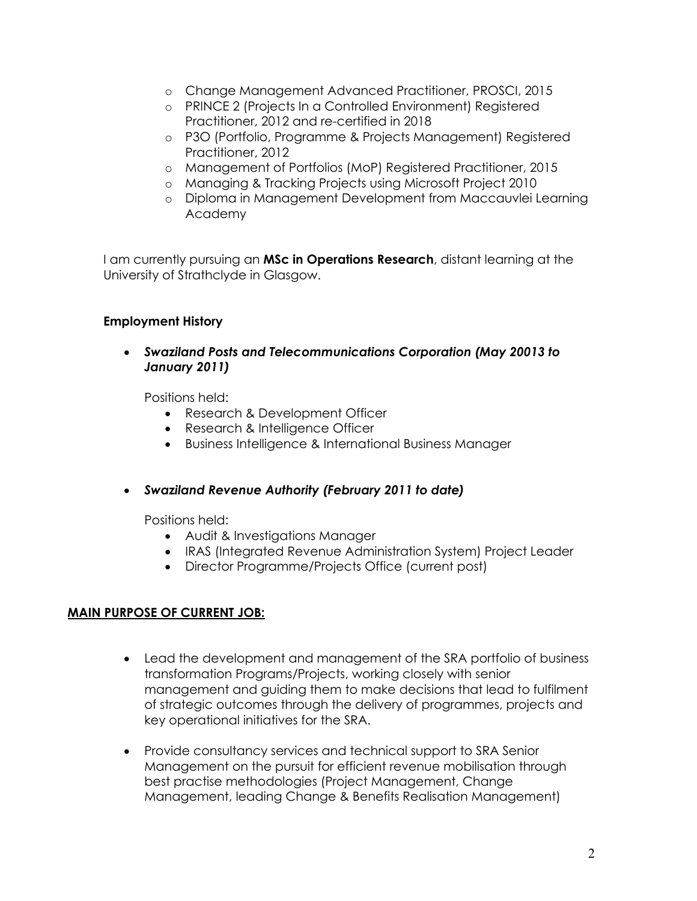- Change Management Advanced Practitioner, PROSCI, 2015
  - PRINCE 2 (Projects In a Controlled Environment) Registered Practitioner, 2012 and re-certified in 2018
  - P3O (Portfolio, Programme & Projects Management) Registered Practitioner, 2012
  - Management of Portfolios (MoP) Registered Practitioner, 2015
  - Managing & Tracking Projects using Microsoft Project 2010
  - Diploma in Management Development from Maccauvlei Learning Academy

I am currently pursuing an **MSc in Operations Research**, distant learning at the University of Strathclyde in Glasgow.

**Employment History**

- ***Swaziland Posts and Telecommunications Corporation (May 20013 to January 2011)***

  Positions held:
  - Research & Development Officer
  - Research & Intelligence Officer
  - Business Intelligence & International Business Manager

- ***Swaziland Revenue Authority (February 2011 to date)***

  Positions held:
  - Audit & Investigations Manager
  - IRAS (Integrated Revenue Administration System) Project Leader
  - Director Programme/Projects Office (current post)

**MAIN PURPOSE OF CURRENT JOB:**

- Lead the development and management of the SRA portfolio of business transformation Programs/Projects, working closely with senior management and guiding them to make decisions that lead to fulfilment of strategic outcomes through the delivery of programmes, projects and key operational initiatives for the SRA.

- Provide consultancy services and technical support to SRA Senior Management on the pursuit for efficient revenue mobilisation through best practise methodologies (Project Management, Change Management, leading Change & Benefits Realisation Management)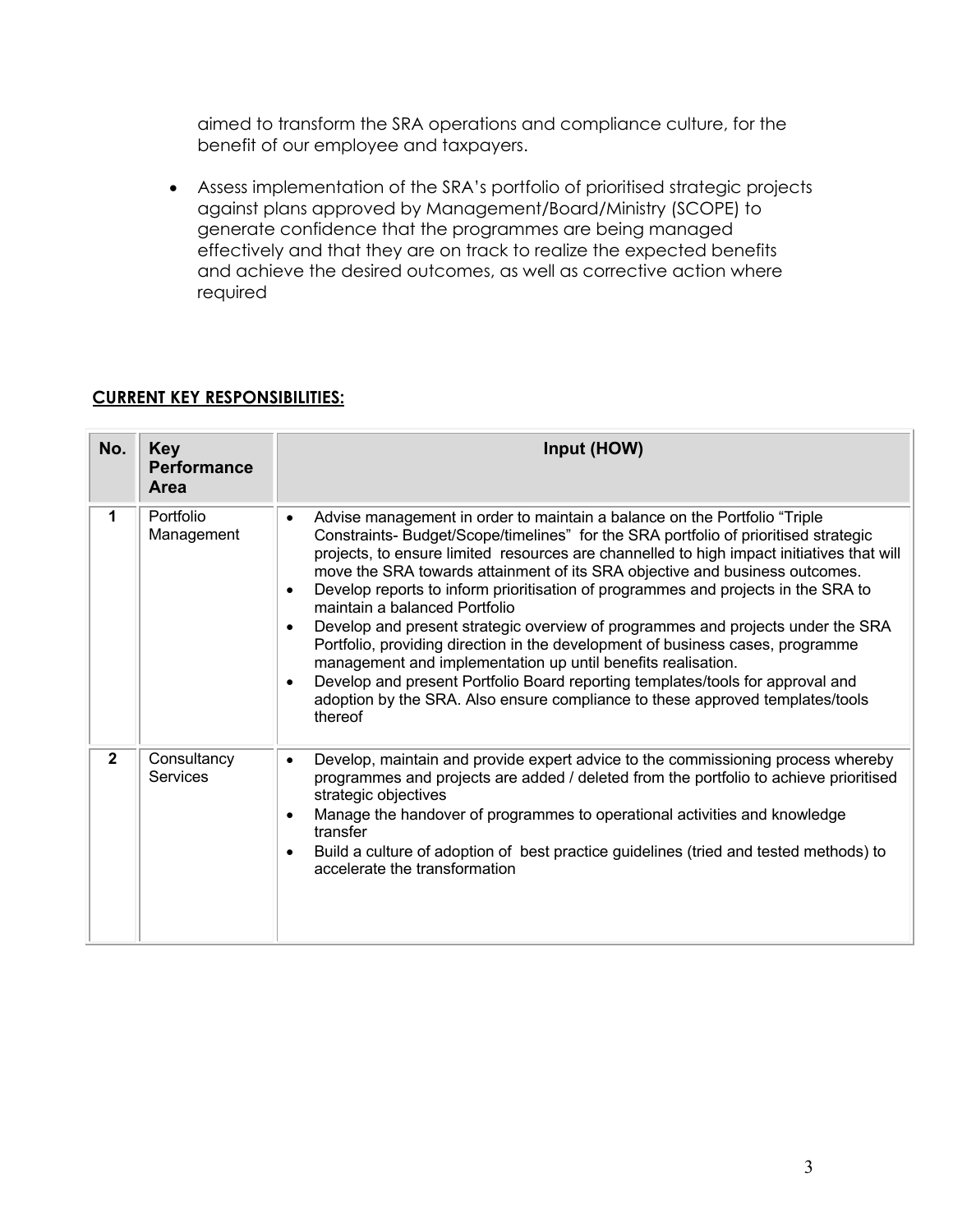aimed to transform the SRA operations and compliance culture, for the benefit of our employee and taxpayers.

- Assess implementation of the SRA's portfolio of prioritised strategic projects against plans approved by Management/Board/Ministry (SCOPE) to generate confidence that the programmes are being managed effectively and that they are on track to realize the expected benefits and achieve the desired outcomes, as well as corrective action where required

**CURRENT KEY RESPONSIBILITIES:**

| No. | Key Performance Area | Input (HOW) |
|---|---|---|
| 1 | Portfolio Management | • Advise management in order to maintain a balance on the Portfolio "Triple Constraints- Budget/Scope/timelines" for the SRA portfolio of prioritised strategic projects, to ensure limited resources are channelled to high impact initiatives that will move the SRA towards attainment of its SRA objective and business outcomes.<br>• Develop reports to inform prioritisation of programmes and projects in the SRA to maintain a balanced Portfolio<br>• Develop and present strategic overview of programmes and projects under the SRA Portfolio, providing direction in the development of business cases, programme management and implementation up until benefits realisation.<br>• Develop and present Portfolio Board reporting templates/tools for approval and adoption by the SRA. Also ensure compliance to these approved templates/tools thereof |
| 2 | Consultancy Services | • Develop, maintain and provide expert advice to the commissioning process whereby programmes and projects are added / deleted from the portfolio to achieve prioritised strategic objectives<br>• Manage the handover of programmes to operational activities and knowledge transfer<br>• Build a culture of adoption of best practice guidelines (tried and tested methods) to accelerate the transformation |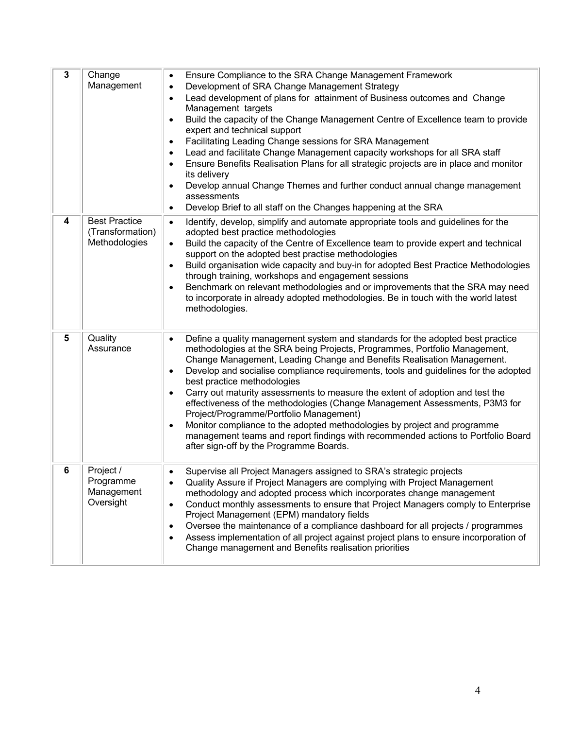| | | |
|---|---|---|
| **3** | Change Management | • Ensure Compliance to the SRA Change Management Framework<br>• Development of SRA Change Management Strategy<br>• Lead development of plans for attainment of Business outcomes and Change Management targets<br>• Build the capacity of the Change Management Centre of Excellence team to provide expert and technical support<br>• Facilitating Leading Change sessions for SRA Management<br>• Lead and facilitate Change Management capacity workshops for all SRA staff<br>• Ensure Benefits Realisation Plans for all strategic projects are in place and monitor its delivery<br>• Develop annual Change Themes and further conduct annual change management assessments<br>• Develop Brief to all staff on the Changes happening at the SRA |
| **4** | Best Practice (Transformation) Methodologies | • Identify, develop, simplify and automate appropriate tools and guidelines for the adopted best practice methodologies<br>• Build the capacity of the Centre of Excellence team to provide expert and technical support on the adopted best practise methodologies<br>• Build organisation wide capacity and buy-in for adopted Best Practice Methodologies through training, workshops and engagement sessions<br>• Benchmark on relevant methodologies and or improvements that the SRA may need to incorporate in already adopted methodologies. Be in touch with the world latest methodologies. |
| **5** | Quality Assurance | • Define a quality management system and standards for the adopted best practice methodologies at the SRA being Projects, Programmes, Portfolio Management, Change Management, Leading Change and Benefits Realisation Management.<br>• Develop and socialise compliance requirements, tools and guidelines for the adopted best practice methodologies<br>• Carry out maturity assessments to measure the extent of adoption and test the effectiveness of the methodologies (Change Management Assessments, P3M3 for Project/Programme/Portfolio Management)<br>• Monitor compliance to the adopted methodologies by project and programme management teams and report findings with recommended actions to Portfolio Board after sign-off by the Programme Boards. |
| **6** | Project / Programme Management Oversight | • Supervise all Project Managers assigned to SRA's strategic projects<br>• Quality Assure if Project Managers are complying with Project Management methodology and adopted process which incorporates change management<br>• Conduct monthly assessments to ensure that Project Managers comply to Enterprise Project Management (EPM) mandatory fields<br>• Oversee the maintenance of a compliance dashboard for all projects / programmes<br>• Assess implementation of all project against project plans to ensure incorporation of Change management and Benefits realisation priorities |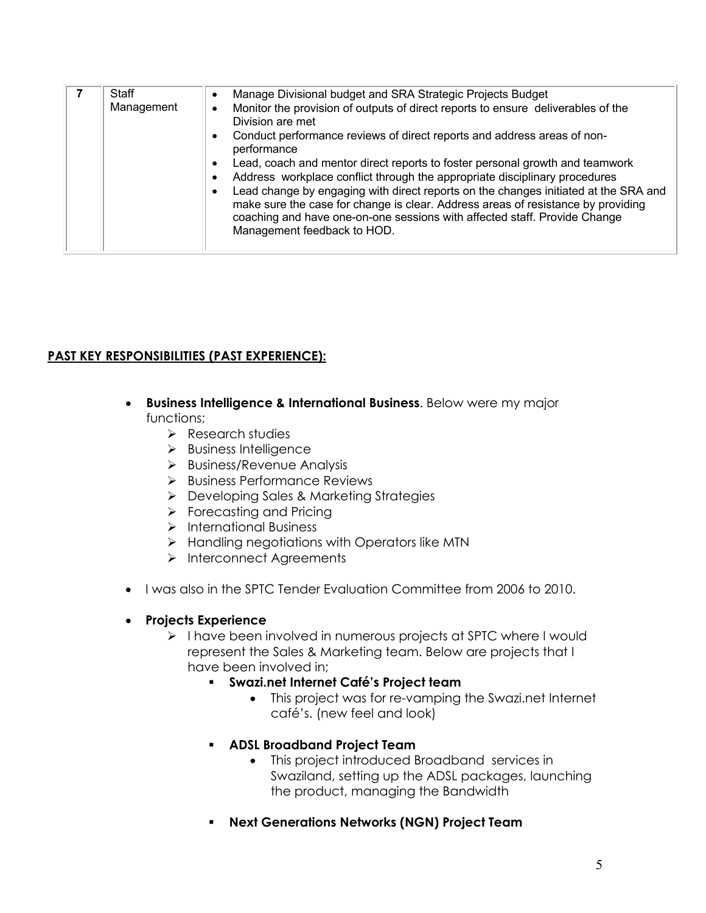| 7 | Staff Management | • Manage Divisional budget and SRA Strategic Projects Budget<br>• Monitor the provision of outputs of direct reports to ensure deliverables of the Division are met<br>• Conduct performance reviews of direct reports and address areas of non-performance<br>• Lead, coach and mentor direct reports to foster personal growth and teamwork<br>• Address workplace conflict through the appropriate disciplinary procedures<br>• Lead change by engaging with direct reports on the changes initiated at the SRA and make sure the case for change is clear. Address areas of resistance by providing coaching and have one-on-one sessions with affected staff. Provide Change Management feedback to HOD. |
|---|---|---|

## PAST KEY RESPONSIBILITIES (PAST EXPERIENCE):

- **Business Intelligence & International Business**. Below were my major functions;
  - Research studies
  - Business Intelligence
  - Business/Revenue Analysis
  - Business Performance Reviews
  - Developing Sales & Marketing Strategies
  - Forecasting and Pricing
  - International Business
  - Handling negotiations with Operators like MTN
  - Interconnect Agreements
- I was also in the SPTC Tender Evaluation Committee from 2006 to 2010.
- **Projects Experience**
  - I have been involved in numerous projects at SPTC where I would represent the Sales & Marketing team. Below are projects that I have been involved in;
    - **Swazi.net Internet Café's Project team**
      - This project was for re-vamping the Swazi.net Internet café's. (new feel and look)
    - **ADSL Broadband Project Team**
      - This project introduced Broadband services in Swaziland, setting up the ADSL packages, launching the product, managing the Bandwidth
    - **Next Generations Networks (NGN) Project Team**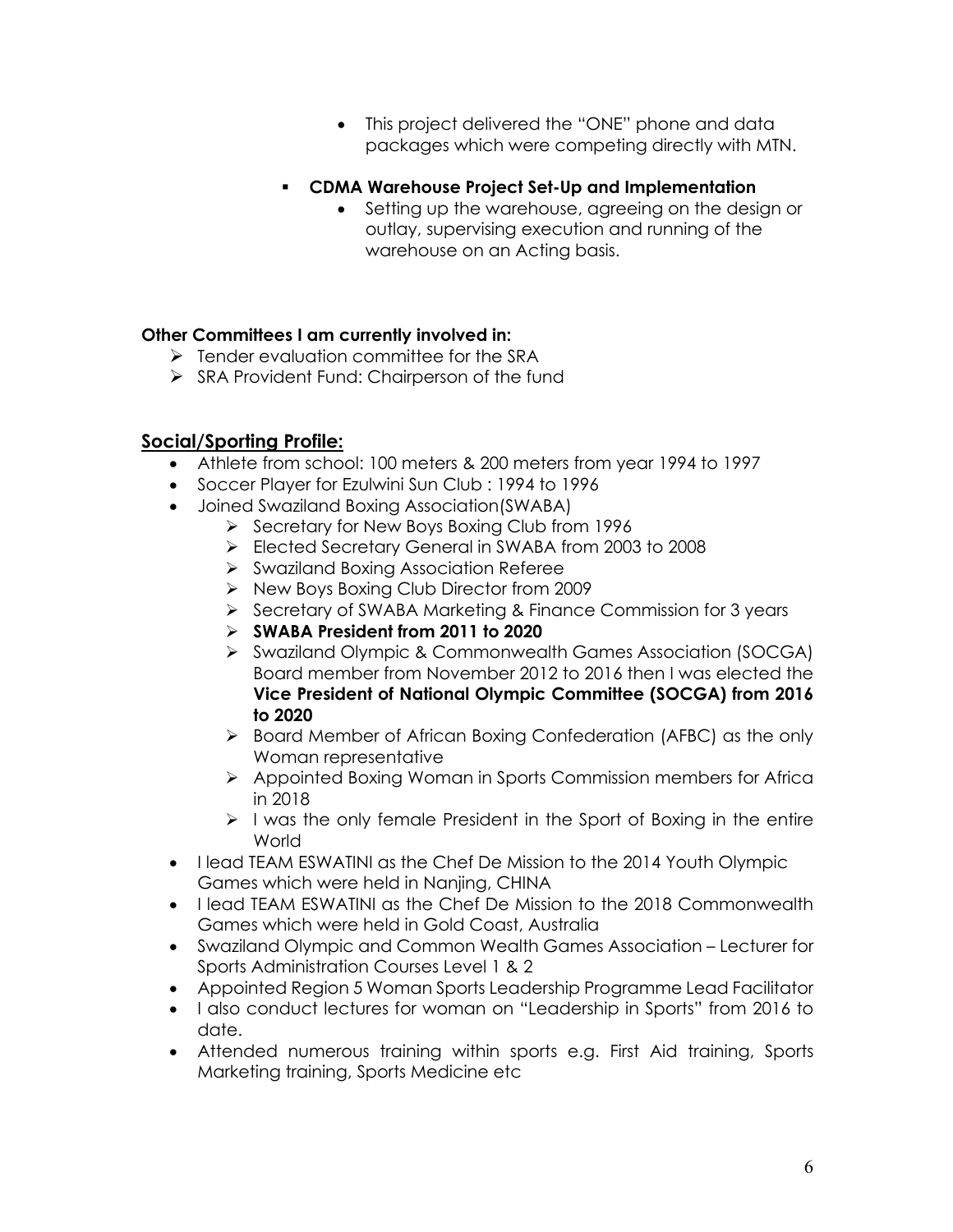- This project delivered the "ONE" phone and data packages which were competing directly with MTN.

- **CDMA Warehouse Project Set-Up and Implementation**
  - Setting up the warehouse, agreeing on the design or outlay, supervising execution and running of the warehouse on an Acting basis.

**Other Committees I am currently involved in:**

- Tender evaluation committee for the SRA
- SRA Provident Fund: Chairperson of the fund

## Social/Sporting Profile:

- Athlete from school: 100 meters & 200 meters from year 1994 to 1997
- Soccer Player for Ezulwini Sun Club : 1994 to 1996
- Joined Swaziland Boxing Association(SWABA)
  - Secretary for New Boys Boxing Club from 1996
  - Elected Secretary General in SWABA from 2003 to 2008
  - Swaziland Boxing Association Referee
  - New Boys Boxing Club Director from 2009
  - Secretary of SWABA Marketing & Finance Commission for 3 years
  - **SWABA President from 2011 to 2020**
  - Swaziland Olympic & Commonwealth Games Association (SOCGA) Board member from November 2012 to 2016 then I was elected the **Vice President of National Olympic Committee (SOCGA) from 2016 to 2020**
  - Board Member of African Boxing Confederation (AFBC) as the only Woman representative
  - Appointed Boxing Woman in Sports Commission members for Africa in 2018
  - I was the only female President in the Sport of Boxing in the entire World
- I lead TEAM ESWATINI as the Chef De Mission to the 2014 Youth Olympic Games which were held in Nanjing, CHINA
- I lead TEAM ESWATINI as the Chef De Mission to the 2018 Commonwealth Games which were held in Gold Coast, Australia
- Swaziland Olympic and Common Wealth Games Association – Lecturer for Sports Administration Courses Level 1 & 2
- Appointed Region 5 Woman Sports Leadership Programme Lead Facilitator
- I also conduct lectures for woman on "Leadership in Sports" from 2016 to date.
- Attended numerous training within sports e.g. First Aid training, Sports Marketing training, Sports Medicine etc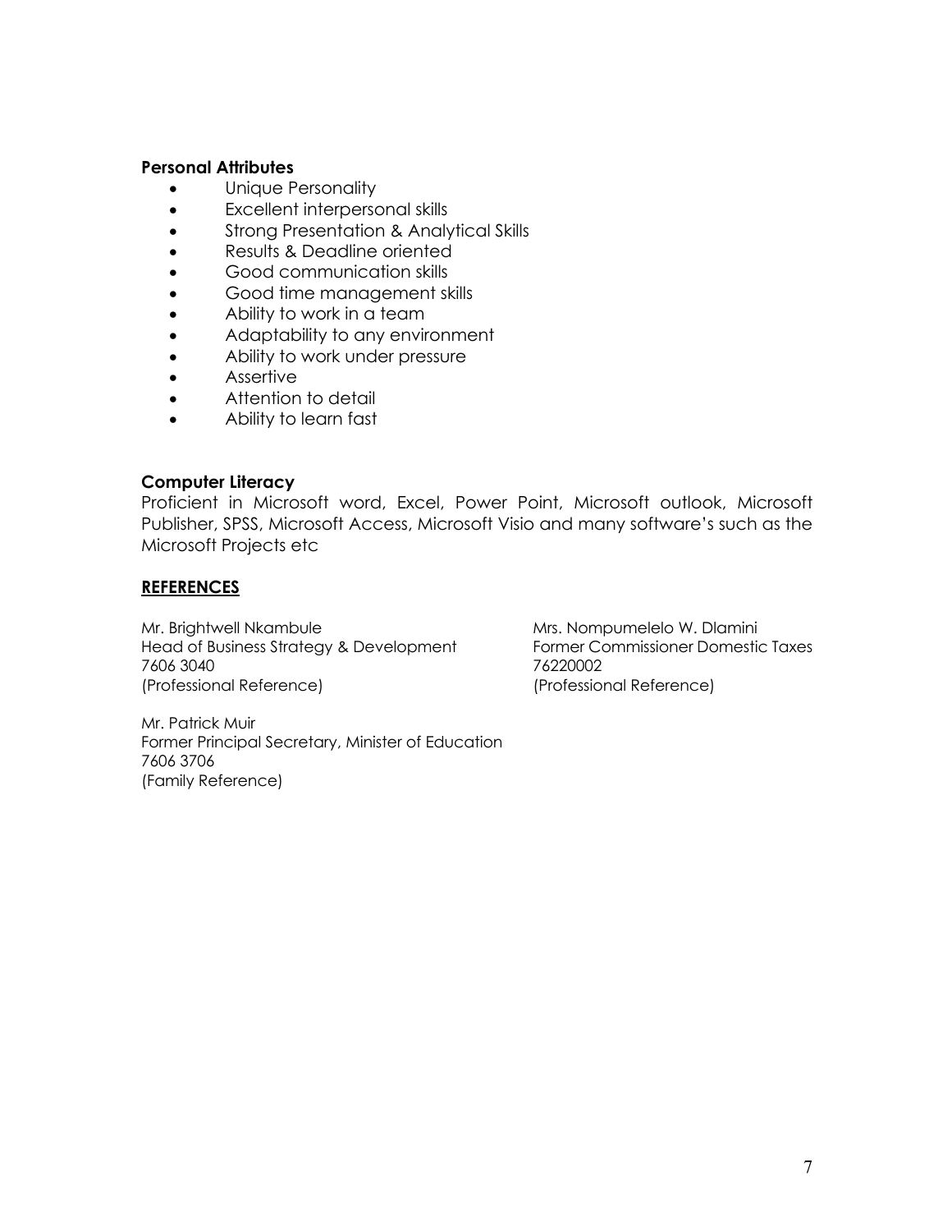**Personal Attributes**

- Unique Personality
- Excellent interpersonal skills
- Strong Presentation & Analytical Skills
- Results & Deadline oriented
- Good communication skills
- Good time management skills
- Ability to work in a team
- Adaptability to any environment
- Ability to work under pressure
- Assertive
- Attention to detail
- Ability to learn fast

**Computer Literacy**

Proficient in Microsoft word, Excel, Power Point, Microsoft outlook, Microsoft Publisher, SPSS, Microsoft Access, Microsoft Visio and many software's such as the Microsoft Projects etc

## **REFERENCES**

Mr. Brightwell Nkambule
Head of Business Strategy & Development
7606 3040
(Professional Reference)

Mrs. Nompumelelo W. Dlamini
Former Commissioner Domestic Taxes
76220002
(Professional Reference)

Mr. Patrick Muir
Former Principal Secretary, Minister of Education
7606 3706
(Family Reference)